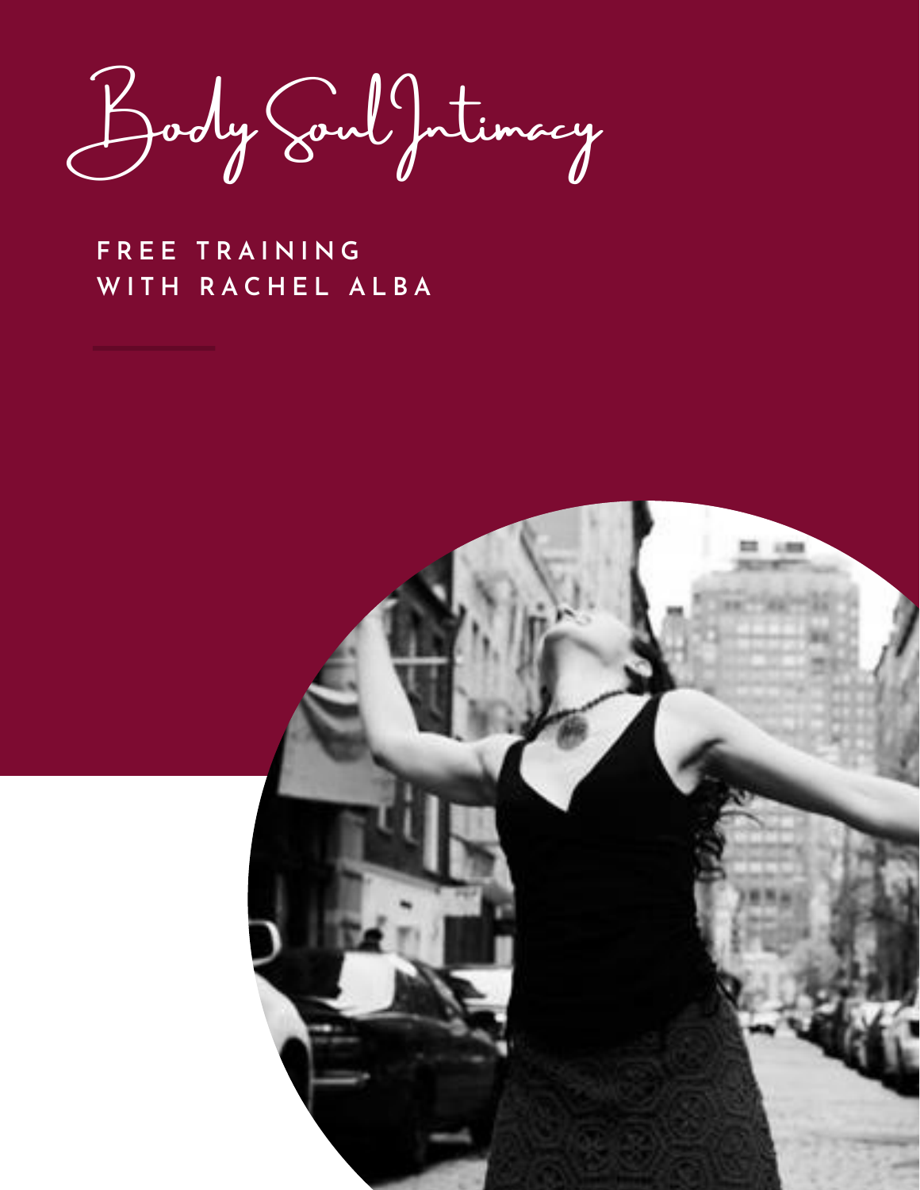# Body Soul Intimacy

**FREE TRAINING
WITH RACHEL ALBA**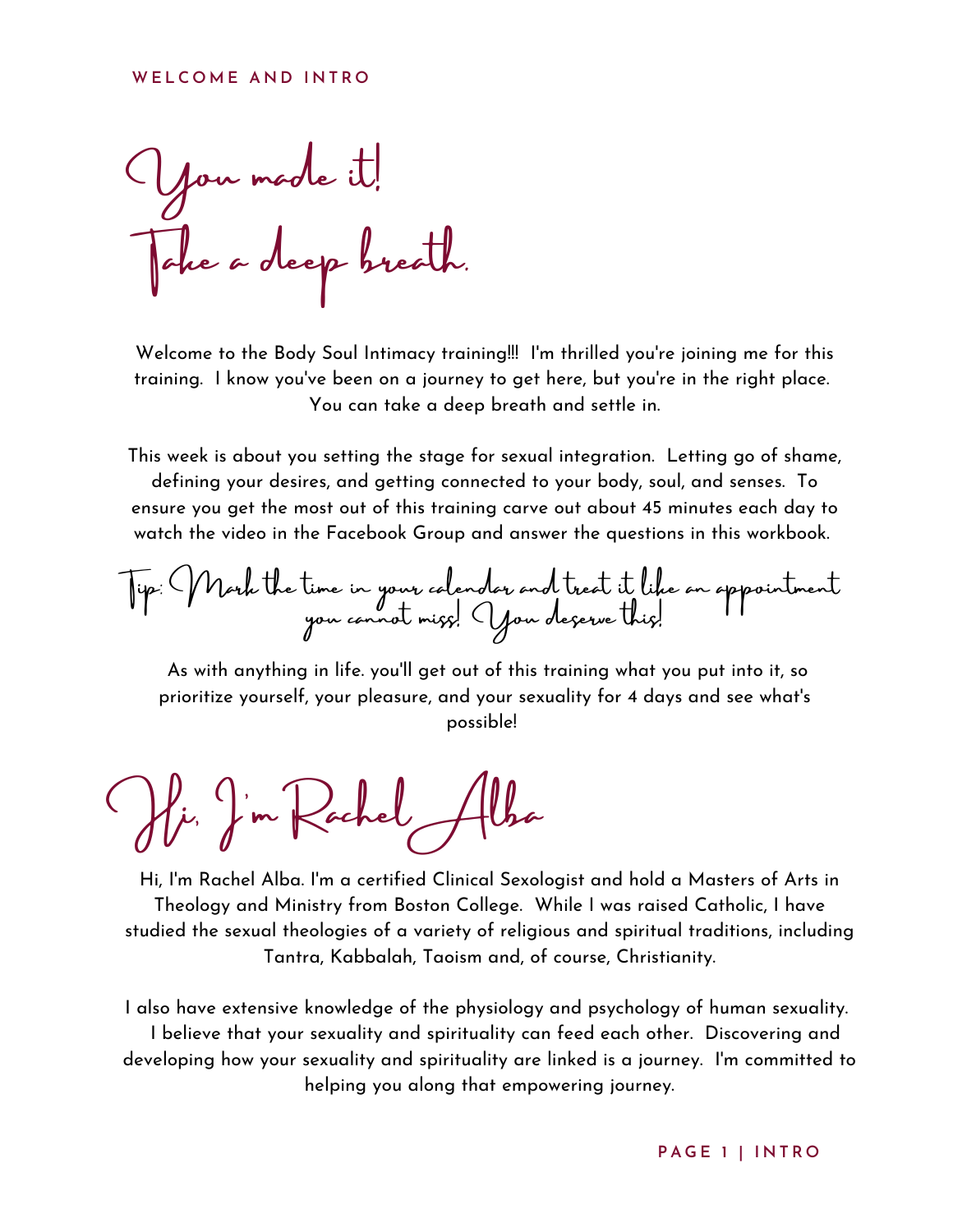WELCOME AND INTRO

# You made it!
# Take a deep breath.

Welcome to the Body Soul Intimacy training!!! I'm thrilled you're joining me for this training. I know you've been on a journey to get here, but you're in the right place. You can take a deep breath and settle in.

This week is about you setting the stage for sexual integration. Letting go of shame, defining your desires, and getting connected to your body, soul, and senses. To ensure you get the most out of this training carve out about 45 minutes each day to watch the video in the Facebook Group and answer the questions in this workbook.

*Tip: Mark the time in your calendar and treat it like an appointment you cannot miss! You deserve this!*

As with anything in life. you'll get out of this training what you put into it, so prioritize yourself, your pleasure, and your sexuality for 4 days and see what's possible!

# Hi, I'm Rachel Alba

Hi, I'm Rachel Alba. I'm a certified Clinical Sexologist and hold a Masters of Arts in Theology and Ministry from Boston College. While I was raised Catholic, I have studied the sexual theologies of a variety of religious and spiritual traditions, including Tantra, Kabbalah, Taoism and, of course, Christianity.

I also have extensive knowledge of the physiology and psychology of human sexuality. I believe that your sexuality and spirituality can feed each other. Discovering and developing how your sexuality and spirituality are linked is a journey. I'm committed to helping you along that empowering journey.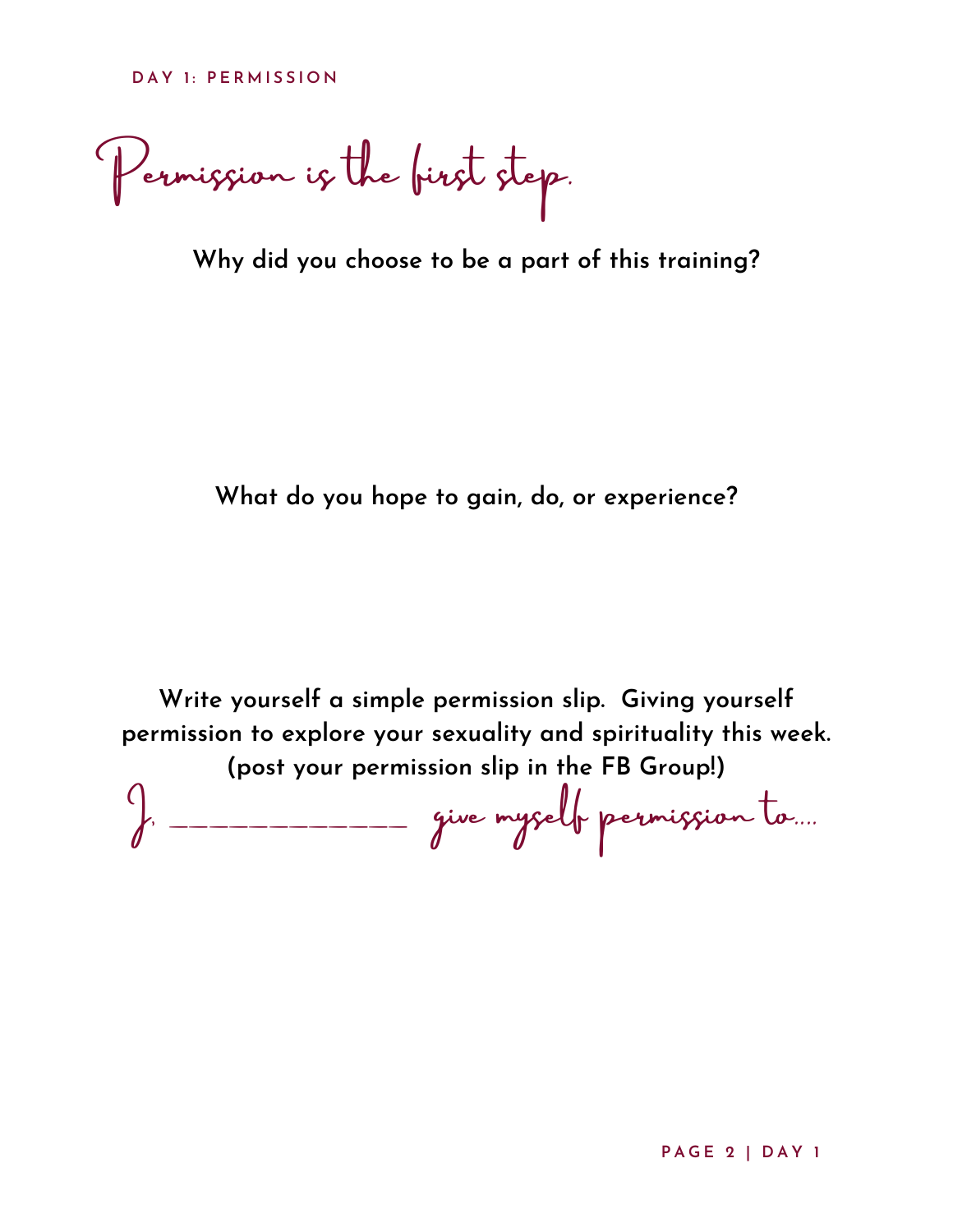DAY 1: PERMISSION

# Permission is the first step.

**Why did you choose to be a part of this training?**

**What do you hope to gain, do, or experience?**

**Write yourself a simple permission slip. Giving yourself permission to explore your sexuality and spirituality this week. (post your permission slip in the FB Group!)**

*I, ____________ give myself permission to....*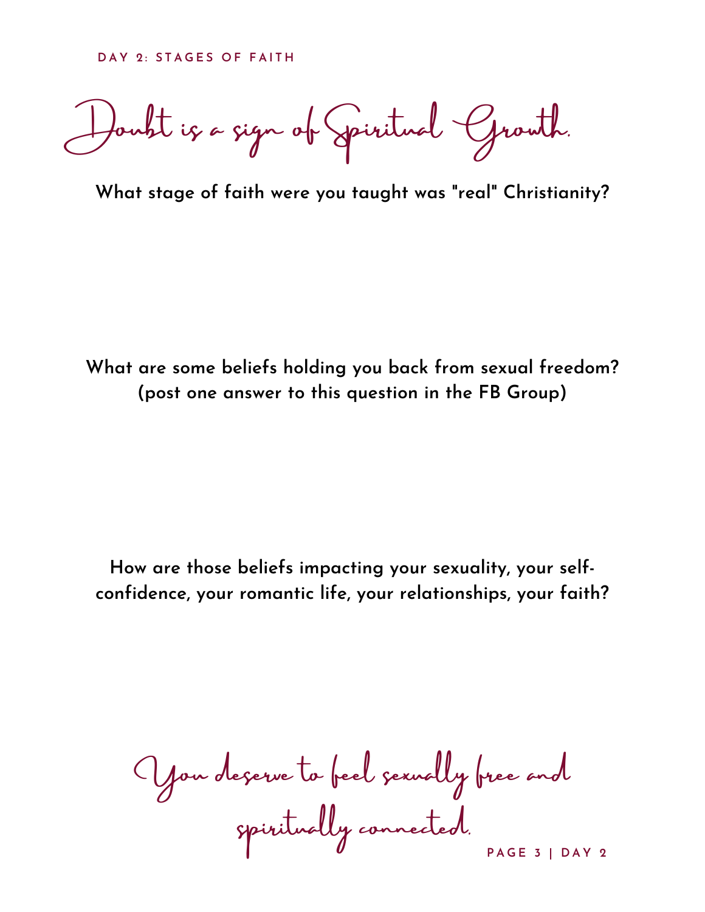DAY 2: STAGES OF FAITH

# Doubt is a sign of Spiritual Growth.

**What stage of faith were you taught was "real" Christianity?**

**What are some beliefs holding you back from sexual freedom? (post one answer to this question in the FB Group)**

**How are those beliefs impacting your sexuality, your self-confidence, your romantic life, your relationships, your faith?**

*You deserve to feel sexually free and spiritually connected.*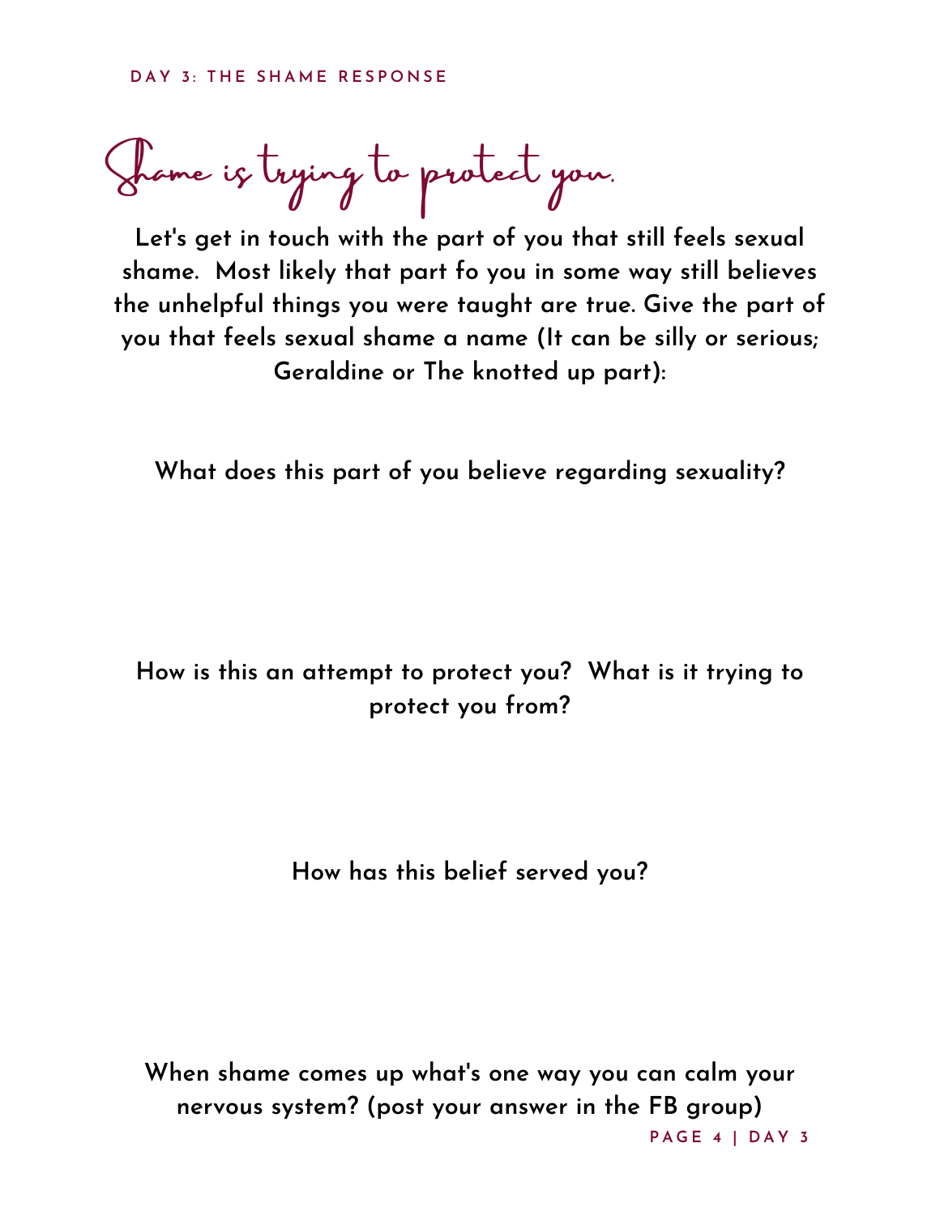# Shame is trying to protect you.

**Let's get in touch with the part of you that still feels sexual shame. Most likely that part fo you in some way still believes the unhelpful things you were taught are true. Give the part of you that feels sexual shame a name (It can be silly or serious; Geraldine or The knotted up part):**

**What does this part of you believe regarding sexuality?**

**How is this an attempt to protect you? What is it trying to protect you from?**

**How has this belief served you?**

**When shame comes up what's one way you can calm your nervous system? (post your answer in the FB group)**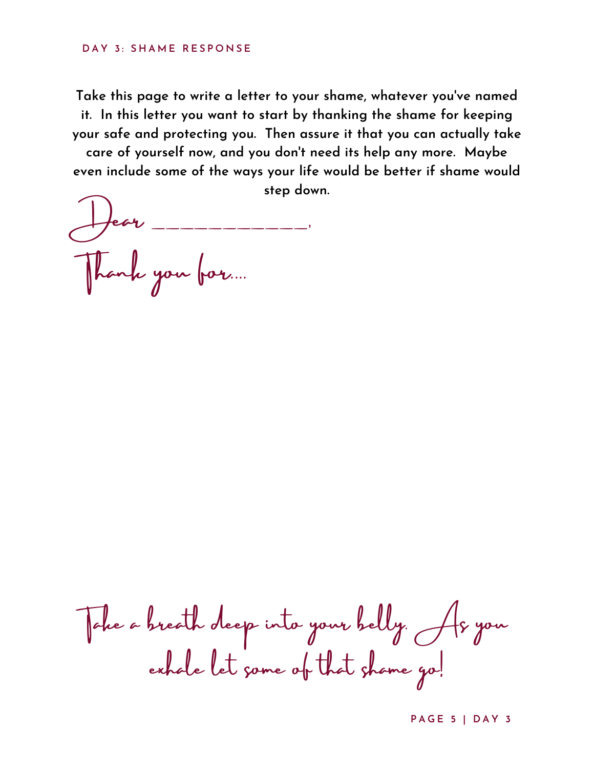## DAY 3: SHAME RESPONSE

**Take this page to write a letter to your shame, whatever you've named it. In this letter you want to start by thanking the shame for keeping your safe and protecting you. Then assure it that you can actually take care of yourself now, and you don't need its help any more. Maybe even include some of the ways your life would be better if shame would step down.**

*Dear _____________,*

*Thank you for....*

*Take a breath deep into your belly. As you exhale let some of that shame go!*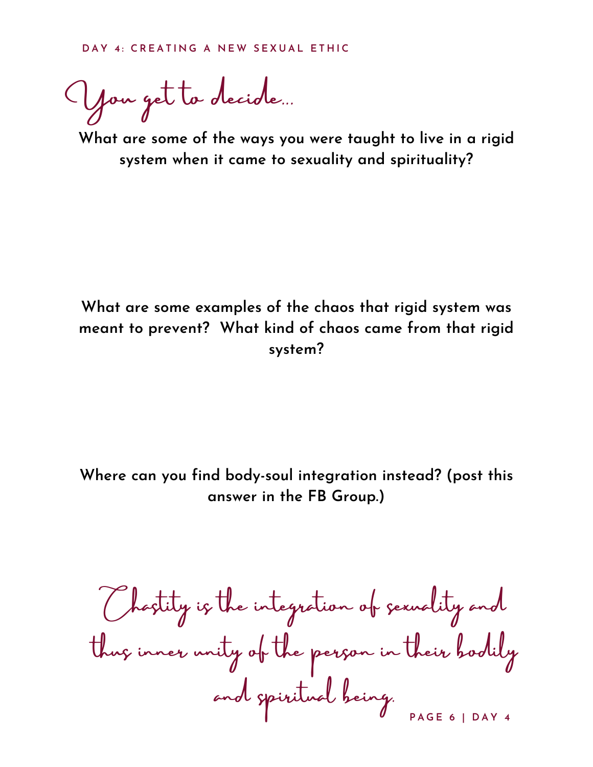DAY 4: CREATING A NEW SEXUAL ETHIC

# You get to decide...

**What are some of the ways you were taught to live in a rigid system when it came to sexuality and spirituality?**

**What are some examples of the chaos that rigid system was meant to prevent? What kind of chaos came from that rigid system?**

**Where can you find body-soul integration instead? (post this answer in the FB Group.)**

*Chastity is the integration of sexuality and thus inner unity of the person in their bodily and spiritual being.*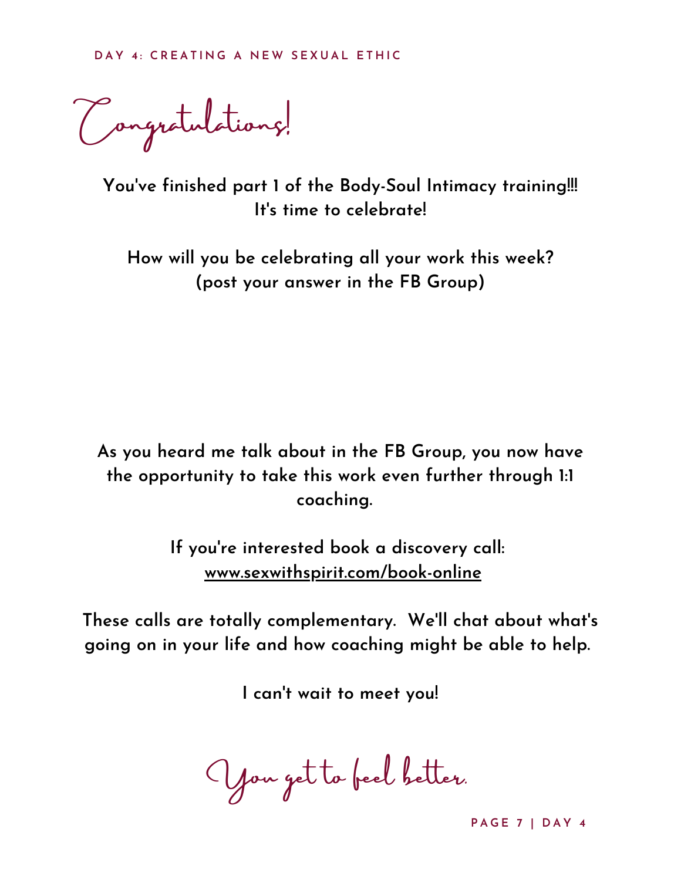# Congratulations!

**You've finished part 1 of the Body-Soul Intimacy training!!! It's time to celebrate!**

**How will you be celebrating all your work this week? (post your answer in the FB Group)**

**As you heard me talk about in the FB Group, you now have the opportunity to take this work even further through 1:1 coaching.**

**If you're interested book a discovery call: [www.sexwithspirit.com/book-online](www.sexwithspirit.com/book-online)**

**These calls are totally complementary. We'll chat about what's going on in your life and how coaching might be able to help.**

**I can't wait to meet you!**

*You get to feel better.*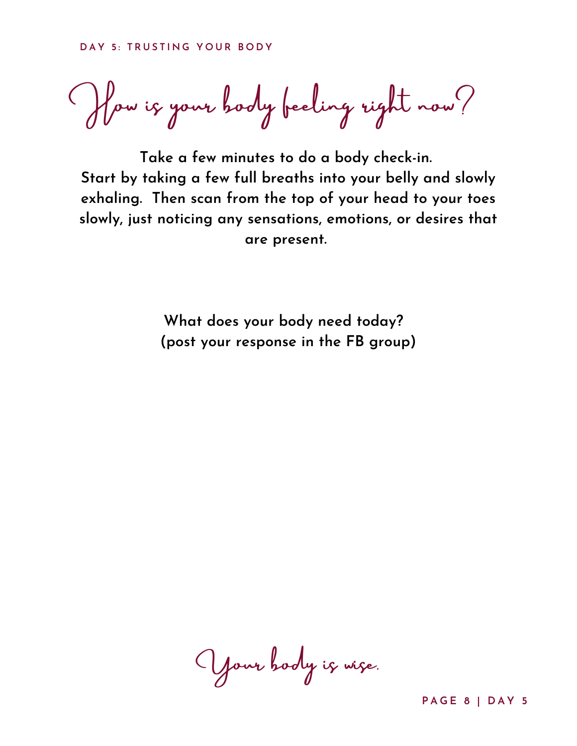DAY 5: TRUSTING YOUR BODY

# How is your body feeling right now?

**Take a few minutes to do a body check-in.**
**Start by taking a few full breaths into your belly and slowly exhaling. Then scan from the top of your head to your toes slowly, just noticing any sensations, emotions, or desires that are present.**

**What does your body need today?**
**(post your response in the FB group)**

*Your body is wise.*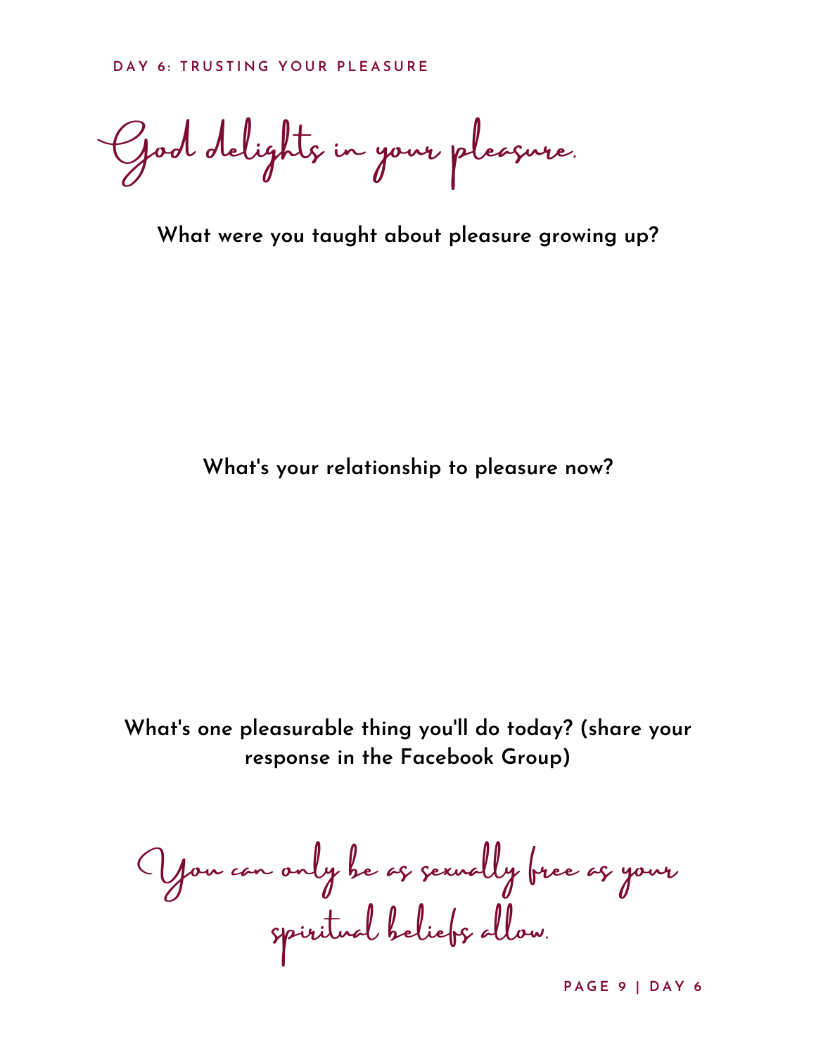DAY 6: TRUSTING YOUR PLEASURE

# *God delights in your pleasure.*

**What were you taught about pleasure growing up?**

**What's your relationship to pleasure now?**

**What's one pleasurable thing you'll do today? (share your response in the Facebook Group)**

*You can only be as sexually free as your spiritual beliefs allow.*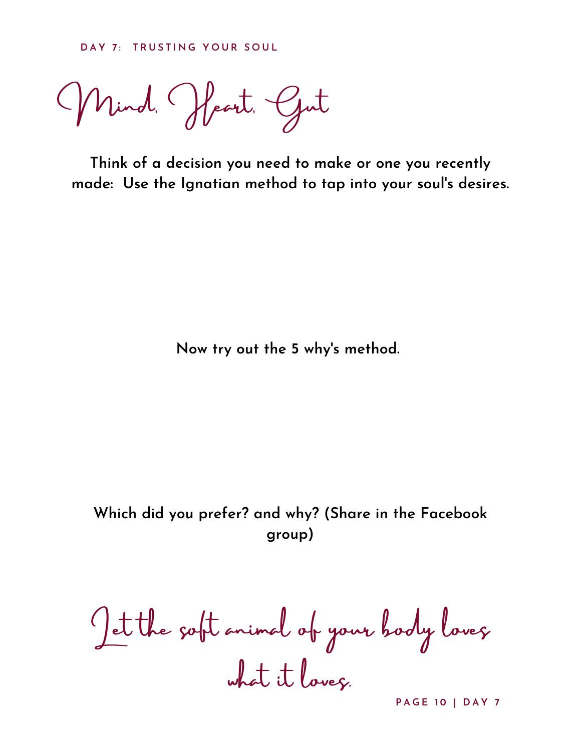DAY 7: TRUSTING YOUR SOUL

# Mind, Heart, Gut

**Think of a decision you need to make or one you recently made: Use the Ignatian method to tap into your soul's desires.**

**Now try out the 5 why's method.**

**Which did you prefer? and why? (Share in the Facebook group)**

*Let the soft animal of your body loves what it loves.*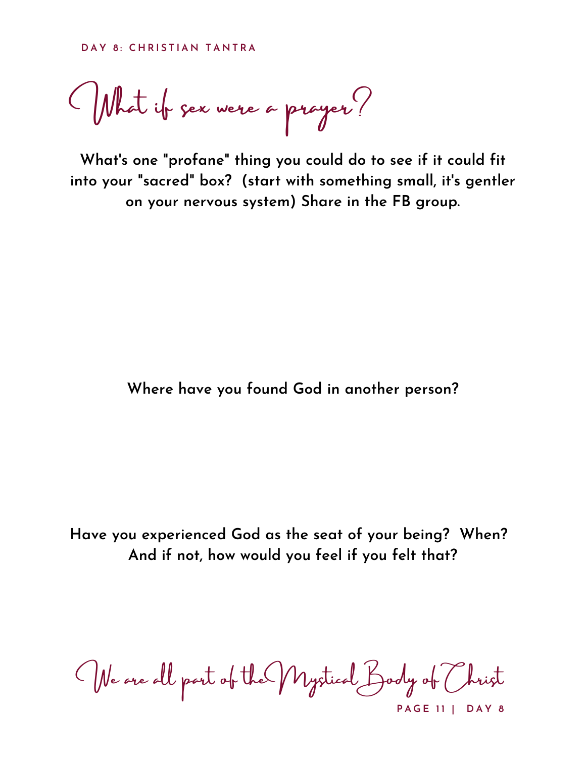DAY 8: CHRISTIAN TANTRA

# What if sex were a prayer?

**What's one "profane" thing you could do to see if it could fit into your "sacred" box? (start with something small, it's gentler on your nervous system) Share in the FB group.**

**Where have you found God in another person?**

**Have you experienced God as the seat of your being? When? And if not, how would you feel if you felt that?**

*We are all part of the Mystical Body of Christ*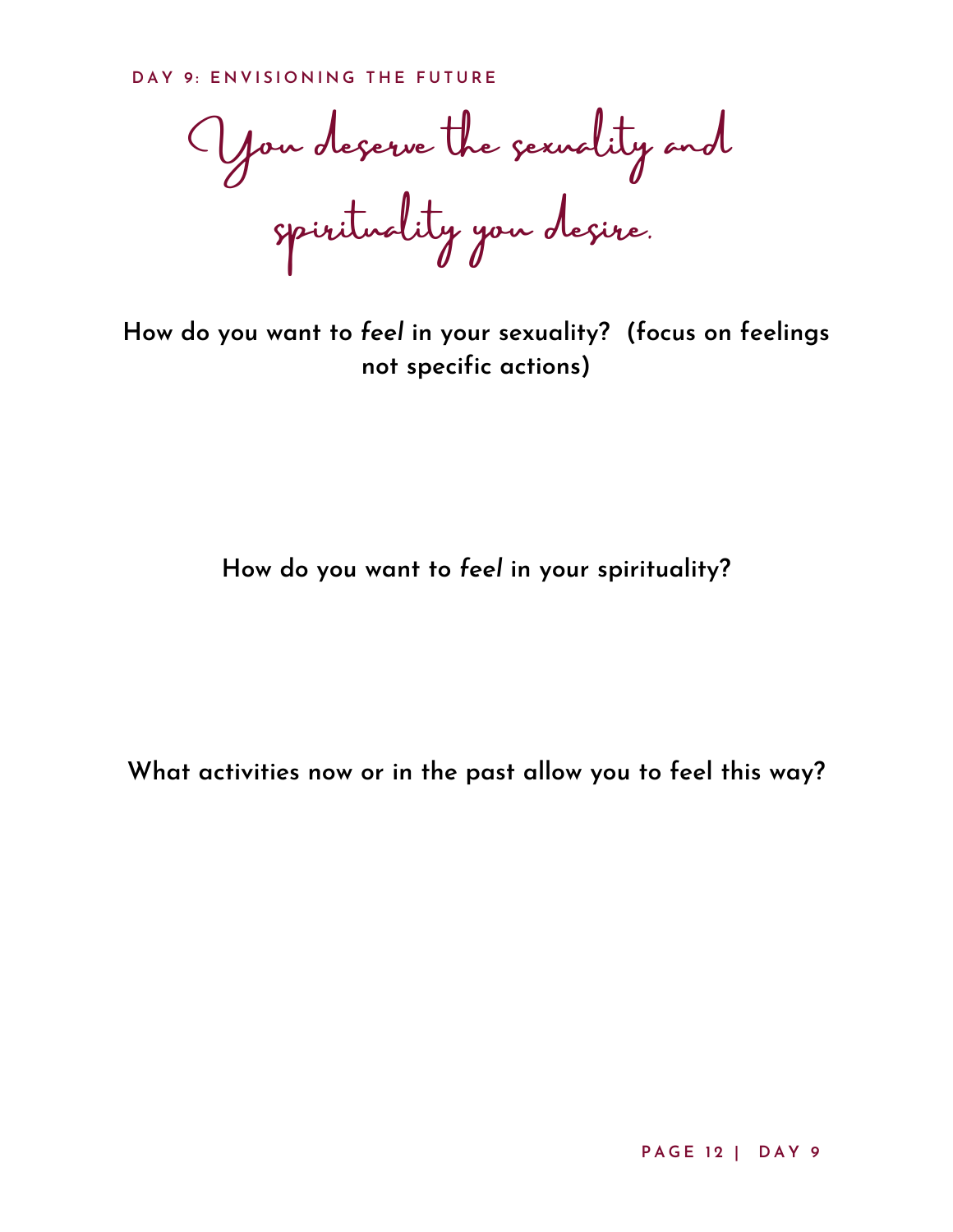DAY 9: ENVISIONING THE FUTURE

# You deserve the sexuality and spirituality you desire.

**How do you want to *feel* in your sexuality? (focus on feelings not specific actions)**

**How do you want to *feel* in your spirituality?**

**What activities now or in the past allow you to feel this way?**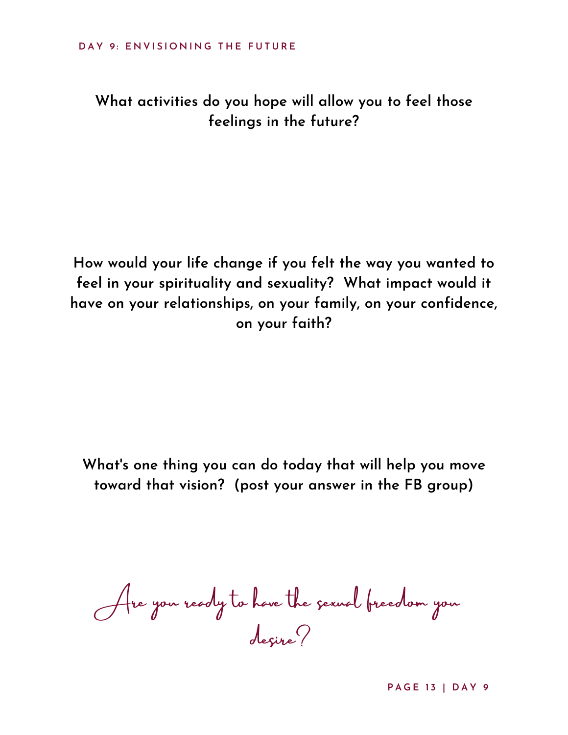## DAY 9: ENVISIONING THE FUTURE

**What activities do you hope will allow you to feel those feelings in the future?**

**How would your life change if you felt the way you wanted to feel in your spirituality and sexuality? What impact would it have on your relationships, on your family, on your confidence, on your faith?**

**What's one thing you can do today that will help you move toward that vision? (post your answer in the FB group)**

*Are you ready to have the sexual freedom you desire?*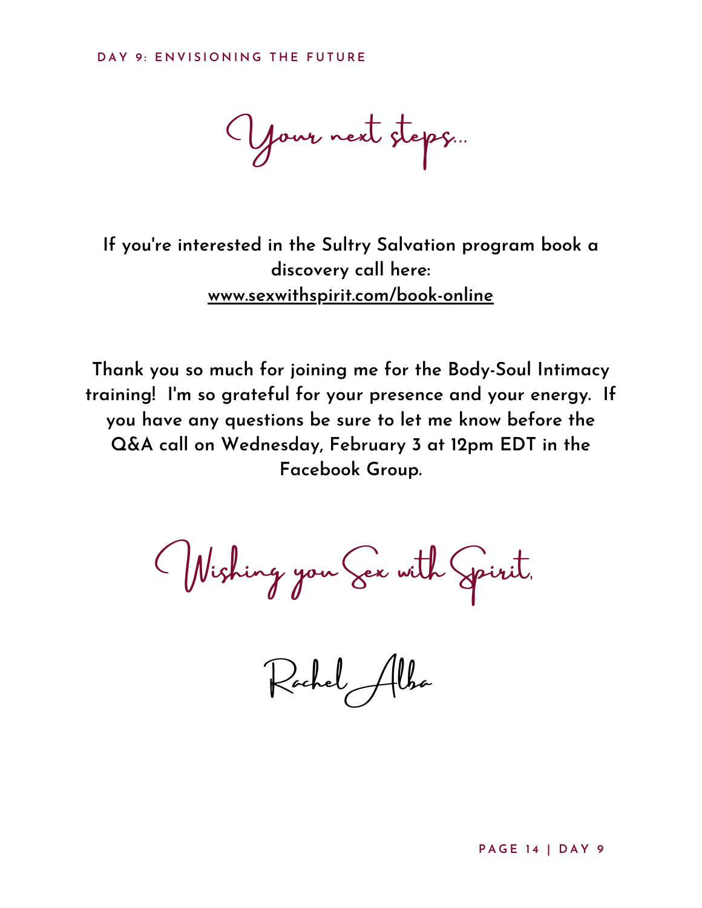DAY 9: ENVISIONING THE FUTURE

# Your next steps...

**If you're interested in the Sultry Salvation program book a discovery call here:**
**[www.sexwithspirit.com/book-online](www.sexwithspirit.com/book-online)**

**Thank you so much for joining me for the Body-Soul Intimacy training! I'm so grateful for your presence and your energy. If you have any questions be sure to let me know before the Q&A call on Wednesday, February 3 at 12pm EDT in the Facebook Group.**

*Wishing you Sex with Spirit,*

*Rachel Alba*